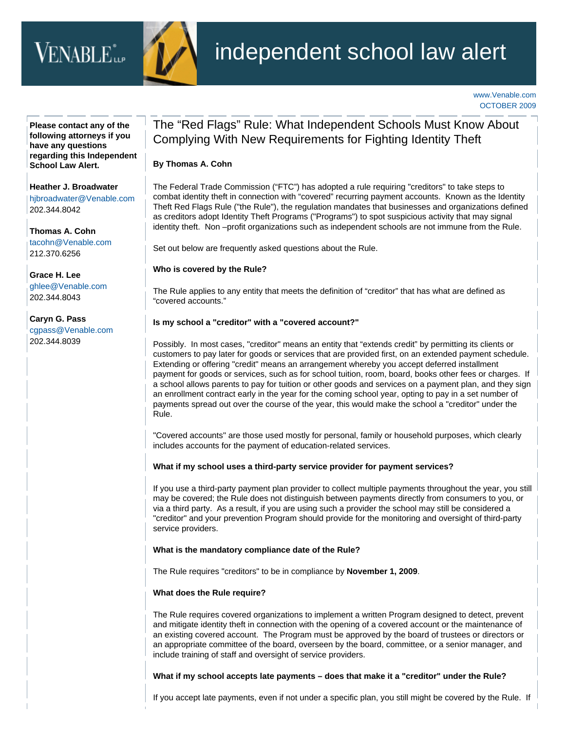# independent school law alert

www.Venable.com
OCTOBER 2009

**Please contact any of the following attorneys if you have any questions regarding this Independent School Law Alert.**

**Heather J. Broadwater**
hjbroadwater@Venable.com
202.344.8042

**Thomas A. Cohn**
tacohn@Venable.com
212.370.6256

**Grace H. Lee**
ghlee@Venable.com
202.344.8043

**Caryn G. Pass**
cgpass@Venable.com
202.344.8039

## The "Red Flags" Rule: What Independent Schools Must Know About Complying With New Requirements for Fighting Identity Theft

**By Thomas A. Cohn**

The Federal Trade Commission ("FTC") has adopted a rule requiring "creditors" to take steps to combat identity theft in connection with "covered" recurring payment accounts. Known as the Identity Theft Red Flags Rule ("the Rule"), the regulation mandates that businesses and organizations defined as creditors adopt Identity Theft Programs ("Programs") to spot suspicious activity that may signal identity theft. Non –profit organizations such as independent schools are not immune from the Rule.

Set out below are frequently asked questions about the Rule.

**Who is covered by the Rule?**

The Rule applies to any entity that meets the definition of "creditor" that has what are defined as "covered accounts."

**Is my school a "creditor" with a "covered account?"**

Possibly. In most cases, "creditor" means an entity that "extends credit" by permitting its clients or customers to pay later for goods or services that are provided first, on an extended payment schedule. Extending or offering "credit" means an arrangement whereby you accept deferred installment payment for goods or services, such as for school tuition, room, board, books other fees or charges. If a school allows parents to pay for tuition or other goods and services on a payment plan, and they sign an enrollment contract early in the year for the coming school year, opting to pay in a set number of payments spread out over the course of the year, this would make the school a "creditor" under the Rule.

"Covered accounts" are those used mostly for personal, family or household purposes, which clearly includes accounts for the payment of education-related services.

**What if my school uses a third-party service provider for payment services?**

If you use a third-party payment plan provider to collect multiple payments throughout the year, you still may be covered; the Rule does not distinguish between payments directly from consumers to you, or via a third party. As a result, if you are using such a provider the school may still be considered a "creditor" and your prevention Program should provide for the monitoring and oversight of third-party service providers.

**What is the mandatory compliance date of the Rule?**

The Rule requires "creditors" to be in compliance by **November 1, 2009**.

**What does the Rule require?**

The Rule requires covered organizations to implement a written Program designed to detect, prevent and mitigate identity theft in connection with the opening of a covered account or the maintenance of an existing covered account. The Program must be approved by the board of trustees or directors or an appropriate committee of the board, overseen by the board, committee, or a senior manager, and include training of staff and oversight of service providers.

**What if my school accepts late payments – does that make it a "creditor" under the Rule?**

If you accept late payments, even if not under a specific plan, you still might be covered by the Rule. If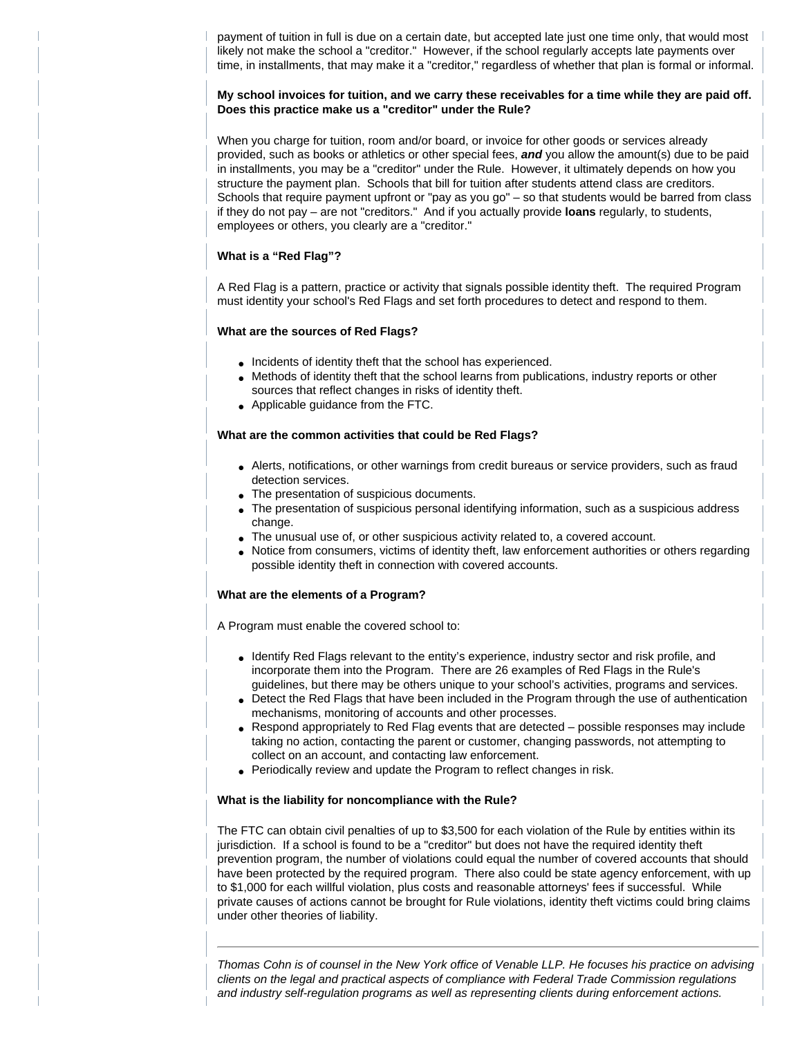payment of tuition in full is due on a certain date, but accepted late just one time only, that would most likely not make the school a "creditor." However, if the school regularly accepts late payments over time, in installments, that may make it a "creditor," regardless of whether that plan is formal or informal.

**My school invoices for tuition, and we carry these receivables for a time while they are paid off. Does this practice make us a "creditor" under the Rule?**

When you charge for tuition, room and/or board, or invoice for other goods or services already provided, such as books or athletics or other special fees, ***and*** you allow the amount(s) due to be paid in installments, you may be a "creditor" under the Rule. However, it ultimately depends on how you structure the payment plan. Schools that bill for tuition after students attend class are creditors. Schools that require payment upfront or "pay as you go" – so that students would be barred from class if they do not pay – are not "creditors." And if you actually provide **loans** regularly, to students, employees or others, you clearly are a "creditor."

**What is a "Red Flag"?**

A Red Flag is a pattern, practice or activity that signals possible identity theft. The required Program must identity your school's Red Flags and set forth procedures to detect and respond to them.

**What are the sources of Red Flags?**

- Incidents of identity theft that the school has experienced.
- Methods of identity theft that the school learns from publications, industry reports or other sources that reflect changes in risks of identity theft.
- Applicable guidance from the FTC.

**What are the common activities that could be Red Flags?**

- Alerts, notifications, or other warnings from credit bureaus or service providers, such as fraud detection services.
- The presentation of suspicious documents.
- The presentation of suspicious personal identifying information, such as a suspicious address change.
- The unusual use of, or other suspicious activity related to, a covered account.
- Notice from consumers, victims of identity theft, law enforcement authorities or others regarding possible identity theft in connection with covered accounts.

**What are the elements of a Program?**

A Program must enable the covered school to:

- Identify Red Flags relevant to the entity's experience, industry sector and risk profile, and incorporate them into the Program. There are 26 examples of Red Flags in the Rule's guidelines, but there may be others unique to your school's activities, programs and services.
- Detect the Red Flags that have been included in the Program through the use of authentication mechanisms, monitoring of accounts and other processes.
- Respond appropriately to Red Flag events that are detected – possible responses may include taking no action, contacting the parent or customer, changing passwords, not attempting to collect on an account, and contacting law enforcement.
- Periodically review and update the Program to reflect changes in risk.

**What is the liability for noncompliance with the Rule?**

The FTC can obtain civil penalties of up to $3,500 for each violation of the Rule by entities within its jurisdiction. If a school is found to be a "creditor" but does not have the required identity theft prevention program, the number of violations could equal the number of covered accounts that should have been protected by the required program. There also could be state agency enforcement, with up to $1,000 for each willful violation, plus costs and reasonable attorneys' fees if successful. While private causes of actions cannot be brought for Rule violations, identity theft victims could bring claims under other theories of liability.

---

*Thomas Cohn is of counsel in the New York office of Venable LLP. He focuses his practice on advising clients on the legal and practical aspects of compliance with Federal Trade Commission regulations and industry self-regulation programs as well as representing clients during enforcement actions.*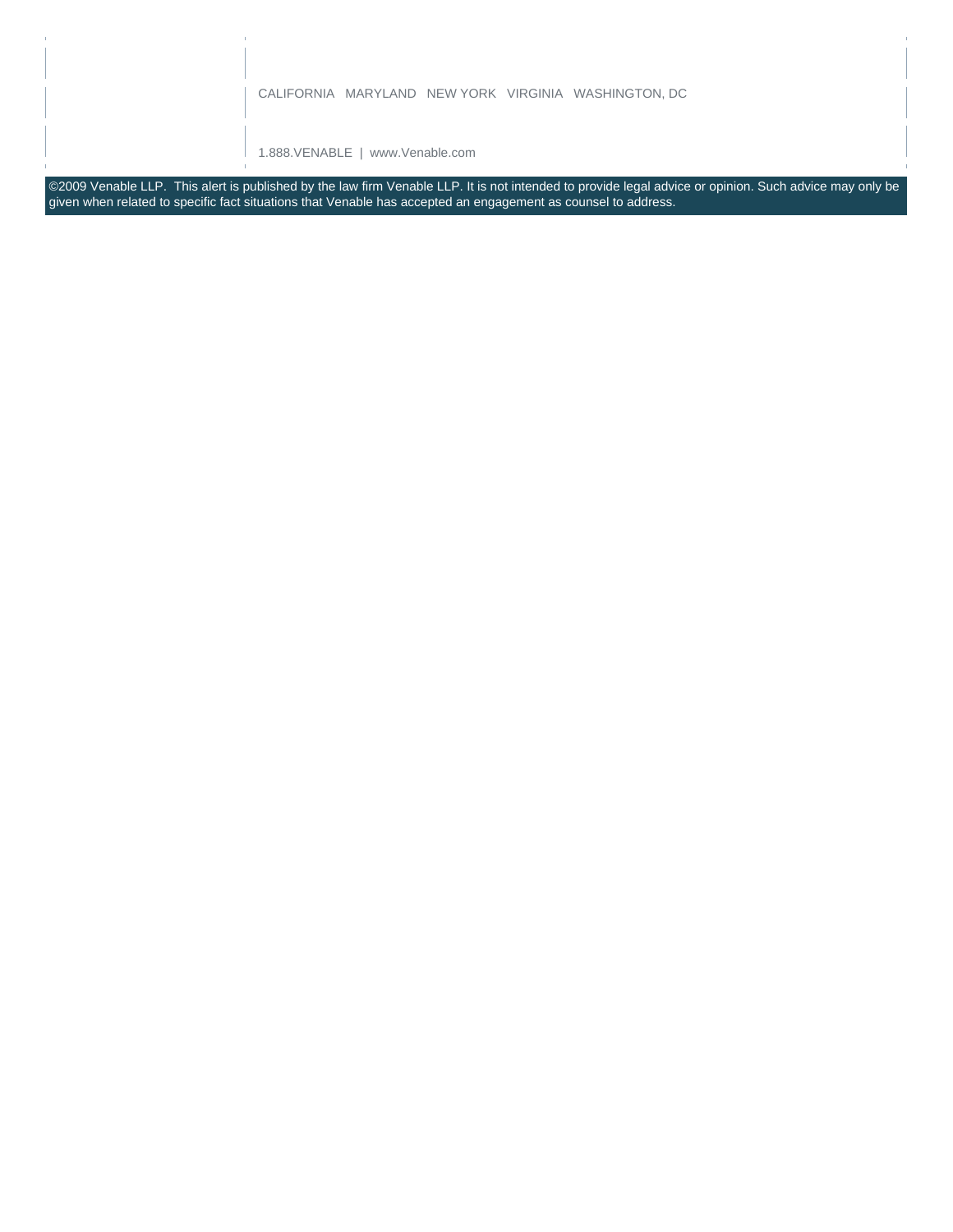CALIFORNIA MARYLAND NEW YORK VIRGINIA WASHINGTON, DC

1.888.VENABLE | www.Venable.com

©2009 Venable LLP. This alert is published by the law firm Venable LLP. It is not intended to provide legal advice or opinion. Such advice may only be given when related to specific fact situations that Venable has accepted an engagement as counsel to address.